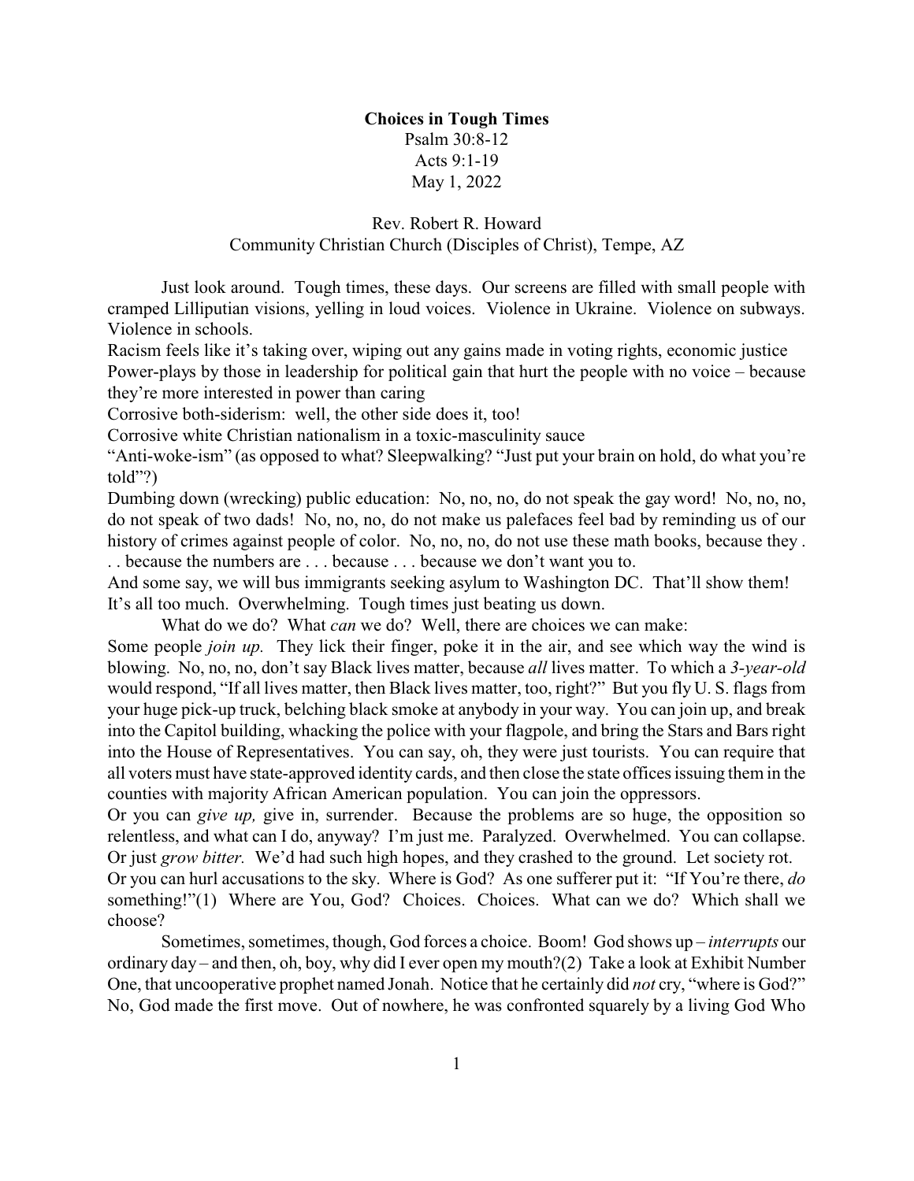**Choices in Tough Times**

Psalm 30:8-12

Acts 9:1-19

May 1, 2022

Rev. Robert R. Howard

Community Christian Church (Disciples of Christ), Tempe, AZ

Just look around. Tough times, these days. Our screens are filled with small people with cramped Lilliputian visions, yelling in loud voices. Violence in Ukraine. Violence on subways. Violence in schools.

Racism feels like it's taking over, wiping out any gains made in voting rights, economic justice

Power-plays by those in leadership for political gain that hurt the people with no voice – because they're more interested in power than caring

Corrosive both-siderism: well, the other side does it, too!

Corrosive white Christian nationalism in a toxic-masculinity sauce

"Anti-woke-ism" (as opposed to what? Sleepwalking? "Just put your brain on hold, do what you're told"?)

Dumbing down (wrecking) public education: No, no, no, do not speak the gay word! No, no, no, do not speak of two dads! No, no, no, do not make us palefaces feel bad by reminding us of our history of crimes against people of color. No, no, no, do not use these math books, because they . . . because the numbers are . . . because . . . because we don't want you to.

And some say, we will bus immigrants seeking asylum to Washington DC. That'll show them!

It's all too much. Overwhelming. Tough times just beating us down.

What do we do? What *can* we do? Well, there are choices we can make:

Some people *join up.* They lick their finger, poke it in the air, and see which way the wind is blowing. No, no, no, don't say Black lives matter, because *all* lives matter. To which a *3-year-old* would respond, "If all lives matter, then Black lives matter, too, right?" But you fly U. S. flags from your huge pick-up truck, belching black smoke at anybody in your way. You can join up, and break into the Capitol building, whacking the police with your flagpole, and bring the Stars and Bars right into the House of Representatives. You can say, oh, they were just tourists. You can require that all voters must have state-approved identity cards, and then close the state offices issuing them in the counties with majority African American population. You can join the oppressors.

Or you can *give up,* give in, surrender. Because the problems are so huge, the opposition so relentless, and what can I do, anyway? I'm just me. Paralyzed. Overwhelmed. You can collapse.

Or just *grow bitter.* We'd had such high hopes, and they crashed to the ground. Let society rot.

Or you can hurl accusations to the sky. Where is God? As one sufferer put it: "If You're there, *do* something!"(1) Where are You, God? Choices. Choices. What can we do? Which shall we choose?

Sometimes, sometimes, though, God forces a choice. Boom! God shows up – *interrupts* our ordinary day – and then, oh, boy, why did I ever open my mouth?(2) Take a look at Exhibit Number One, that uncooperative prophet named Jonah. Notice that he certainly did *not* cry, "where is God?" No, God made the first move. Out of nowhere, he was confronted squarely by a living God Who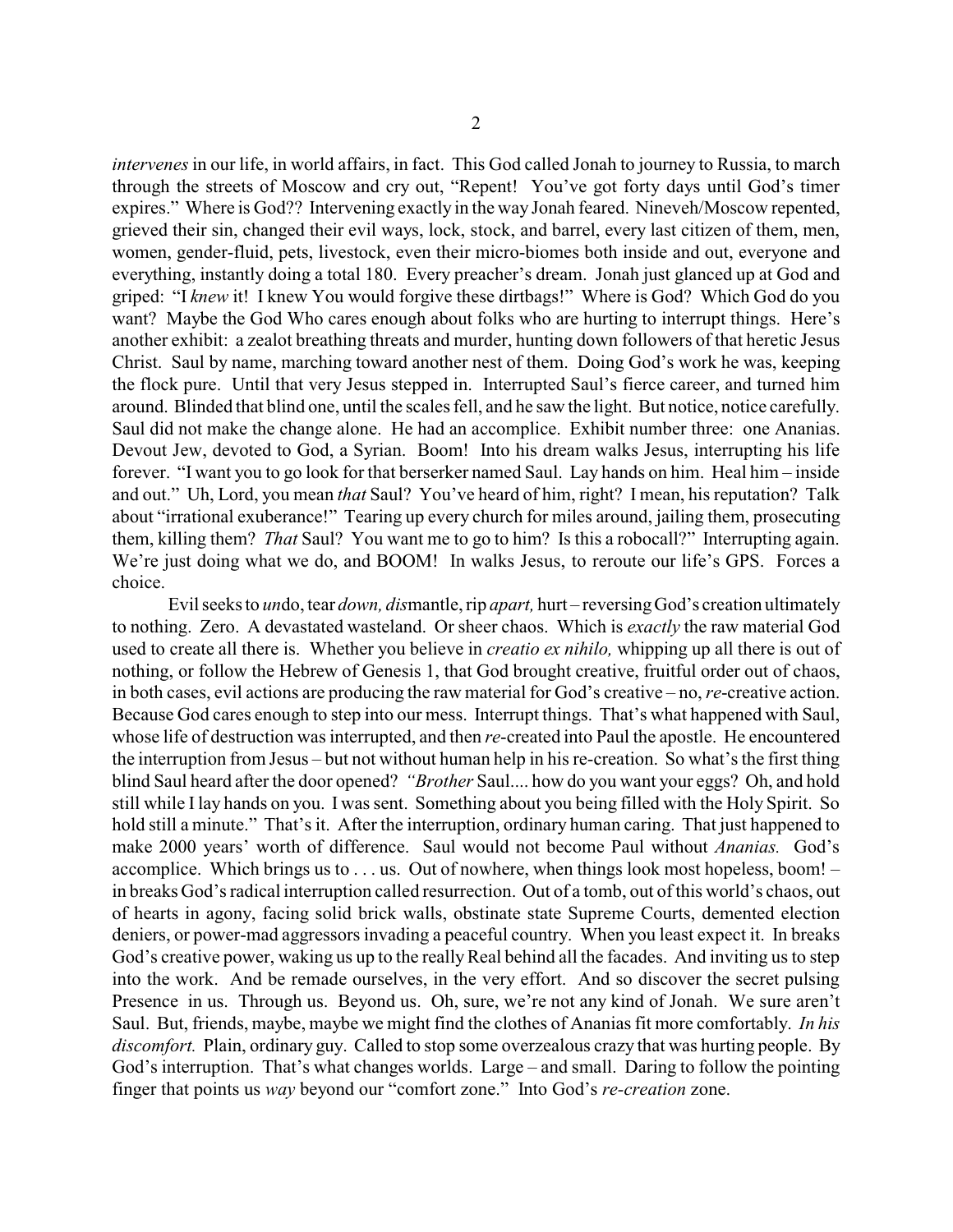*intervenes* in our life, in world affairs, in fact. This God called Jonah to journey to Russia, to march through the streets of Moscow and cry out, "Repent! You've got forty days until God's timer expires." Where is God?? Intervening exactly in the way Jonah feared. Nineveh/Moscow repented, grieved their sin, changed their evil ways, lock, stock, and barrel, every last citizen of them, men, women, gender-fluid, pets, livestock, even their micro-biomes both inside and out, everyone and everything, instantly doing a total 180. Every preacher's dream. Jonah just glanced up at God and griped: "I *knew* it! I knew You would forgive these dirtbags!" Where is God? Which God do you want? Maybe the God Who cares enough about folks who are hurting to interrupt things. Here's another exhibit: a zealot breathing threats and murder, hunting down followers of that heretic Jesus Christ. Saul by name, marching toward another nest of them. Doing God's work he was, keeping the flock pure. Until that very Jesus stepped in. Interrupted Saul's fierce career, and turned him around. Blinded that blind one, until the scales fell, and he saw the light. But notice, notice carefully. Saul did not make the change alone. He had an accomplice. Exhibit number three: one Ananias. Devout Jew, devoted to God, a Syrian. Boom! Into his dream walks Jesus, interrupting his life forever. "I want you to go look for that berserker named Saul. Lay hands on him. Heal him – inside and out." Uh, Lord, you mean *that* Saul? You've heard of him, right? I mean, his reputation? Talk about "irrational exuberance!" Tearing up every church for miles around, jailing them, prosecuting them, killing them? *That* Saul? You want me to go to him? Is this a robocall?" Interrupting again. We're just doing what we do, and BOOM! In walks Jesus, to reroute our life's GPS. Forces a choice.

Evil seeks to *un*do, tear *down, dis*mantle, rip *apart,* hurt – reversing God's creation ultimately to nothing. Zero. A devastated wasteland. Or sheer chaos. Which is *exactly* the raw material God used to create all there is. Whether you believe in *creatio ex nihilo,* whipping up all there is out of nothing, or follow the Hebrew of Genesis 1, that God brought creative, fruitful order out of chaos, in both cases, evil actions are producing the raw material for God's creative – no, *re*-creative action. Because God cares enough to step into our mess. Interrupt things. That's what happened with Saul, whose life of destruction was interrupted, and then *re*-created into Paul the apostle. He encountered the interruption from Jesus – but not without human help in his re-creation. So what's the first thing blind Saul heard after the door opened? *"Brother* Saul.... how do you want your eggs? Oh, and hold still while I lay hands on you. I was sent. Something about you being filled with the Holy Spirit. So hold still a minute." That's it. After the interruption, ordinary human caring. That just happened to make 2000 years' worth of difference. Saul would not become Paul without *Ananias.* God's accomplice. Which brings us to . . . us. Out of nowhere, when things look most hopeless, boom! – in breaks God's radical interruption called resurrection. Out of a tomb, out of this world's chaos, out of hearts in agony, facing solid brick walls, obstinate state Supreme Courts, demented election deniers, or power-mad aggressors invading a peaceful country. When you least expect it. In breaks God's creative power, waking us up to the really Real behind all the facades. And inviting us to step into the work. And be remade ourselves, in the very effort. And so discover the secret pulsing Presence in us. Through us. Beyond us. Oh, sure, we're not any kind of Jonah. We sure aren't Saul. But, friends, maybe, maybe we might find the clothes of Ananias fit more comfortably. *In his discomfort.* Plain, ordinary guy. Called to stop some overzealous crazy that was hurting people. By God's interruption. That's what changes worlds. Large – and small. Daring to follow the pointing finger that points us *way* beyond our "comfort zone." Into God's *re-creation* zone.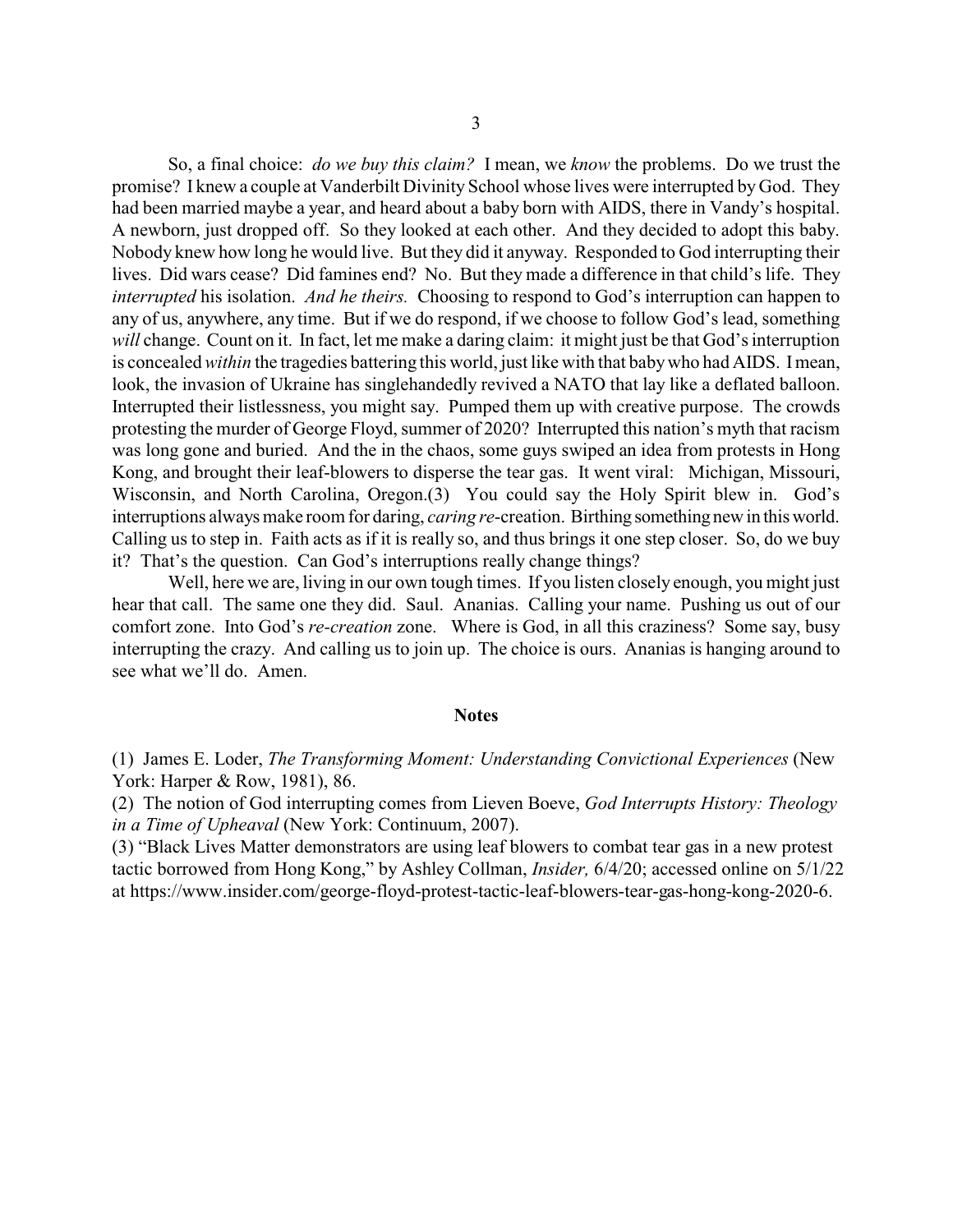So, a final choice: *do we buy this claim?* I mean, we *know* the problems. Do we trust the promise? I knew a couple at Vanderbilt Divinity School whose lives were interrupted by God. They had been married maybe a year, and heard about a baby born with AIDS, there in Vandy's hospital. A newborn, just dropped off. So they looked at each other. And they decided to adopt this baby. Nobody knew how long he would live. But they did it anyway. Responded to God interrupting their lives. Did wars cease? Did famines end? No. But they made a difference in that child's life. They *interrupted* his isolation. *And he theirs.* Choosing to respond to God's interruption can happen to any of us, anywhere, any time. But if we do respond, if we choose to follow God's lead, something *will* change. Count on it. In fact, let me make a daring claim: it might just be that God's interruption is concealed *within* the tragedies battering this world, just like with that baby who had AIDS. I mean, look, the invasion of Ukraine has singlehandedly revived a NATO that lay like a deflated balloon. Interrupted their listlessness, you might say. Pumped them up with creative purpose. The crowds protesting the murder of George Floyd, summer of 2020? Interrupted this nation's myth that racism was long gone and buried. And the in the chaos, some guys swiped an idea from protests in Hong Kong, and brought their leaf-blowers to disperse the tear gas. It went viral: Michigan, Missouri, Wisconsin, and North Carolina, Oregon.(3) You could say the Holy Spirit blew in. God's interruptions always make room for daring, *caring re*-creation. Birthing something new in this world. Calling us to step in. Faith acts as if it is really so, and thus brings it one step closer. So, do we buy it? That's the question. Can God's interruptions really change things?

Well, here we are, living in our own tough times. If you listen closely enough, you might just hear that call. The same one they did. Saul. Ananias. Calling your name. Pushing us out of our comfort zone. Into God's *re-creation* zone. Where is God, in all this craziness? Some say, busy interrupting the crazy. And calling us to join up. The choice is ours. Ananias is hanging around to see what we'll do. Amen.

**Notes**

(1) James E. Loder, *The Transforming Moment: Understanding Convictional Experiences* (New York: Harper & Row, 1981), 86.

(2) The notion of God interrupting comes from Lieven Boeve, *God Interrupts History: Theology in a Time of Upheaval* (New York: Continuum, 2007).

(3) "Black Lives Matter demonstrators are using leaf blowers to combat tear gas in a new protest tactic borrowed from Hong Kong," by Ashley Collman, *Insider,* 6/4/20; accessed online on 5/1/22 at https://www.insider.com/george-floyd-protest-tactic-leaf-blowers-tear-gas-hong-kong-2020-6.